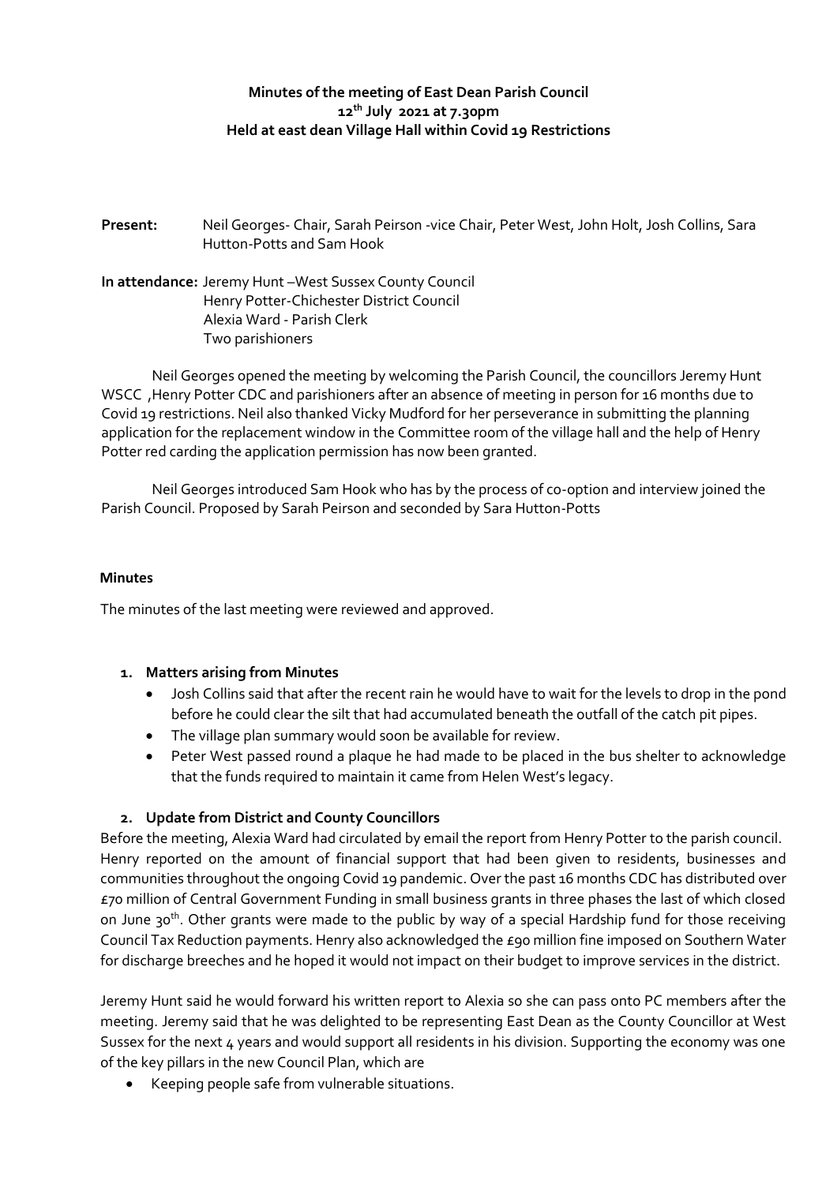# Minutes of the meeting of East Dean Parish Council
## 12th July 2021 at 7.30pm
## Held at east dean Village Hall within Covid 19 Restrictions

**Present:** Neil Georges- Chair, Sarah Peirson -vice Chair, Peter West, John Holt, Josh Collins, Sara Hutton-Potts and Sam Hook

**In attendance:** Jeremy Hunt –West Sussex County Council
Henry Potter-Chichester District Council
Alexia Ward - Parish Clerk
Two parishioners

Neil Georges opened the meeting by welcoming the Parish Council, the councillors Jeremy Hunt WSCC ,Henry Potter CDC and parishioners after an absence of meeting in person for 16 months due to Covid 19 restrictions. Neil also thanked Vicky Mudford for her perseverance in submitting the planning application for the replacement window in the Committee room of the village hall and the help of Henry Potter red carding the application permission has now been granted.

Neil Georges introduced Sam Hook who has by the process of co-option and interview joined the Parish Council. Proposed by Sarah Peirson and seconded by Sara Hutton-Potts

**Minutes**

The minutes of the last meeting were reviewed and approved.

1. **Matters arising from Minutes**
   - Josh Collins said that after the recent rain he would have to wait for the levels to drop in the pond before he could clear the silt that had accumulated beneath the outfall of the catch pit pipes.
   - The village plan summary would soon be available for review.
   - Peter West passed round a plaque he had made to be placed in the bus shelter to acknowledge that the funds required to maintain it came from Helen West's legacy.

2. **Update from District and County Councillors**

Before the meeting, Alexia Ward had circulated by email the report from Henry Potter to the parish council. Henry reported on the amount of financial support that had been given to residents, businesses and communities throughout the ongoing Covid 19 pandemic. Over the past 16 months CDC has distributed over £70 million of Central Government Funding in small business grants in three phases the last of which closed on June 30th. Other grants were made to the public by way of a special Hardship fund for those receiving Council Tax Reduction payments. Henry also acknowledged the £90 million fine imposed on Southern Water for discharge breeches and he hoped it would not impact on their budget to improve services in the district.

Jeremy Hunt said he would forward his written report to Alexia so she can pass onto PC members after the meeting. Jeremy said that he was delighted to be representing East Dean as the County Councillor at West Sussex for the next 4 years and would support all residents in his division. Supporting the economy was one of the key pillars in the new Council Plan, which are

- Keeping people safe from vulnerable situations.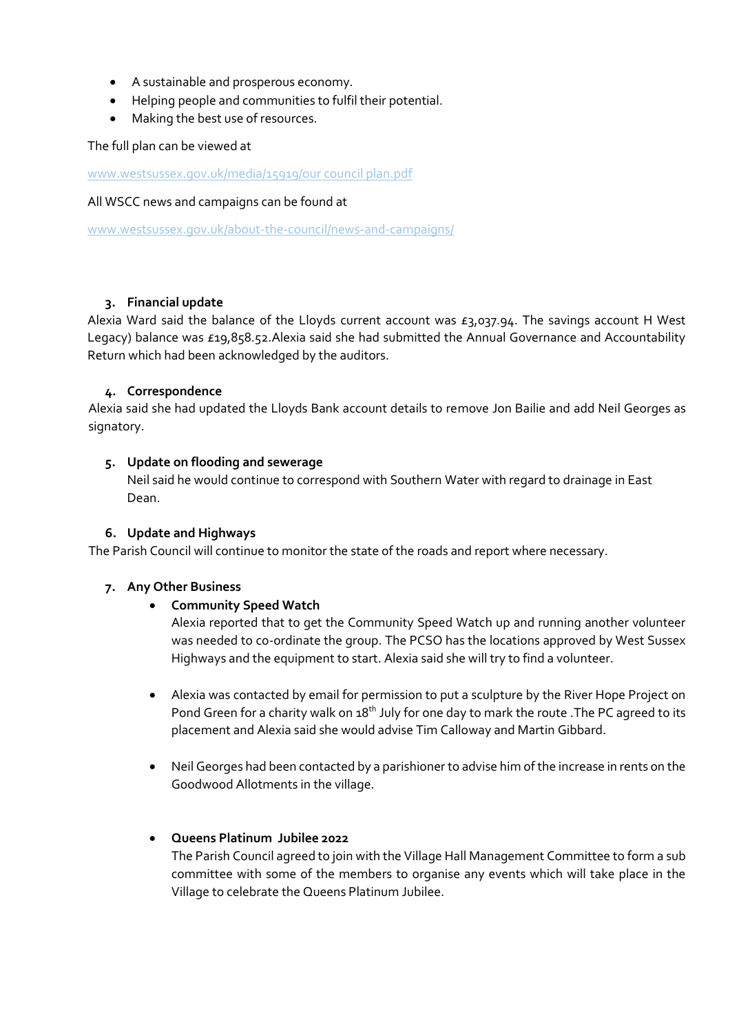- A sustainable and prosperous economy.
- Helping people and communities to fulfil their potential.
- Making the best use of resources.

The full plan can be viewed at

www.westsussex.gov.uk/media/15919/our council plan.pdf

All WSCC news and campaigns can be found at

www.westsussex.gov.uk/about-the-council/news-and-campaigns/

3. **Financial update**

Alexia Ward said the balance of the Lloyds current account was £3,037.94. The savings account H West Legacy) balance was £19,858.52.Alexia said she had submitted the Annual Governance and Accountability Return which had been acknowledged by the auditors.

4. **Correspondence**

Alexia said she had updated the Lloyds Bank account details to remove Jon Bailie and add Neil Georges as signatory.

5. **Update on flooding and sewerage**

Neil said he would continue to correspond with Southern Water with regard to drainage in East Dean.

6. **Update and Highways**

The Parish Council will continue to monitor the state of the roads and report where necessary.

7. **Any Other Business**

- **Community Speed Watch**

  Alexia reported that to get the Community Speed Watch up and running another volunteer was needed to co-ordinate the group. The PCSO has the locations approved by West Sussex Highways and the equipment to start. Alexia said she will try to find a volunteer.

- Alexia was contacted by email for permission to put a sculpture by the River Hope Project on Pond Green for a charity walk on 18th July for one day to mark the route .The PC agreed to its placement and Alexia said she would advise Tim Calloway and Martin Gibbard.

- Neil Georges had been contacted by a parishioner to advise him of the increase in rents on the Goodwood Allotments in the village.

- **Queens Platinum Jubilee 2022**

  The Parish Council agreed to join with the Village Hall Management Committee to form a sub committee with some of the members to organise any events which will take place in the Village to celebrate the Queens Platinum Jubilee.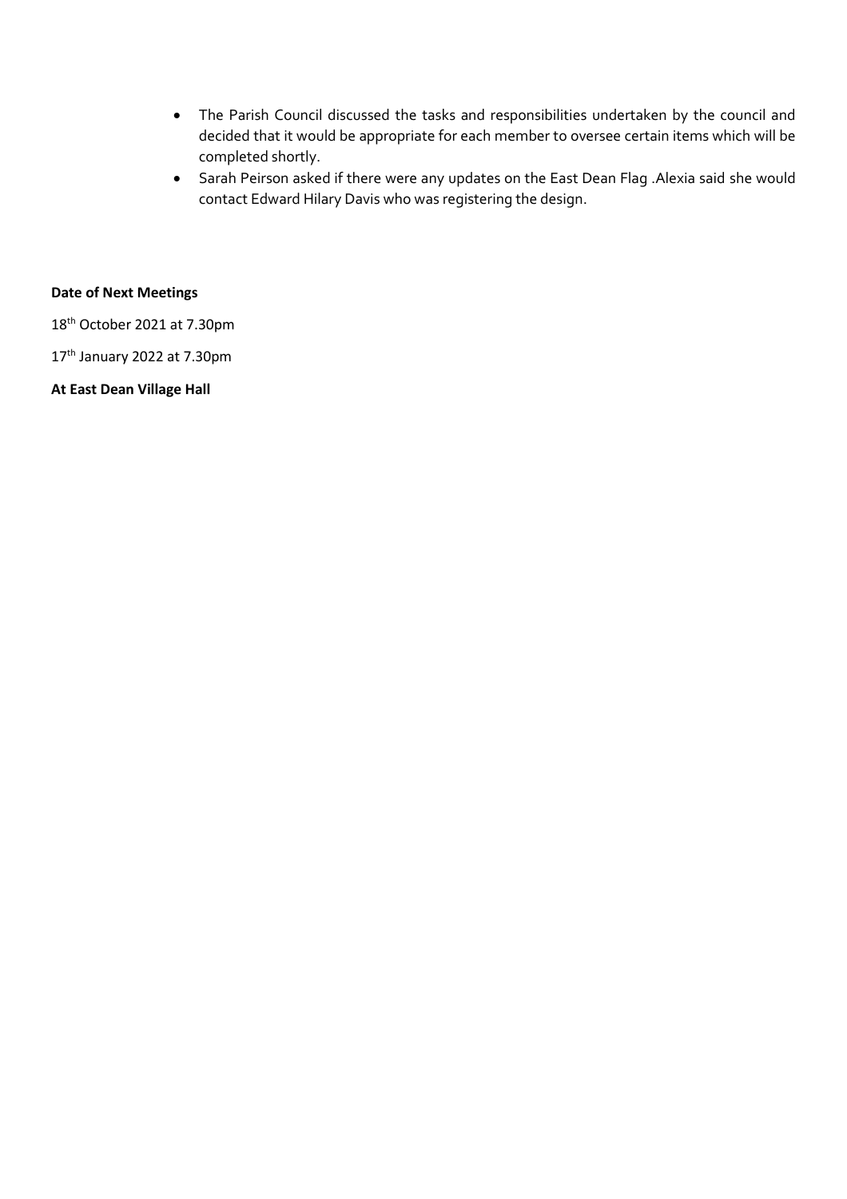- The Parish Council discussed the tasks and responsibilities undertaken by the council and decided that it would be appropriate for each member to oversee certain items which will be completed shortly.
- Sarah Peirson asked if there were any updates on the East Dean Flag .Alexia said she would contact Edward Hilary Davis who was registering the design.

**Date of Next Meetings**

18th October 2021 at 7.30pm

17th January 2022 at 7.30pm

**At East Dean Village Hall**